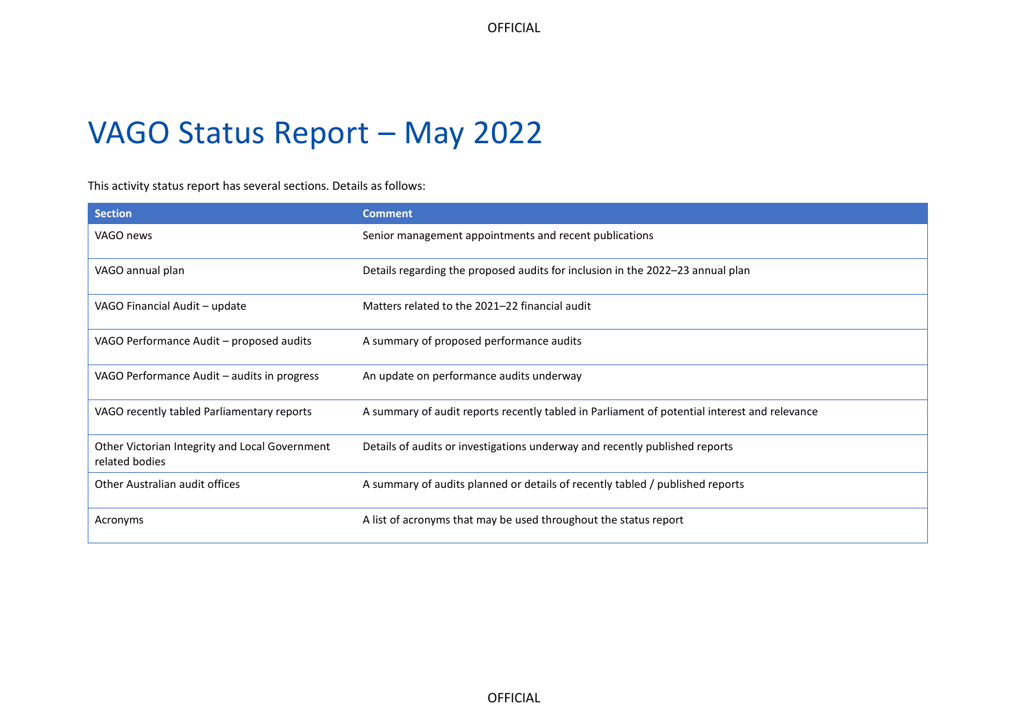# VAGO Status Report – May 2022

This activity status report has several sections. Details as follows:

| Section | Comment |
|---|---|
| VAGO news | Senior management appointments and recent publications |
| VAGO annual plan | Details regarding the proposed audits for inclusion in the 2022–23 annual plan |
| VAGO Financial Audit – update | Matters related to the 2021–22 financial audit |
| VAGO Performance Audit – proposed audits | A summary of proposed performance audits |
| VAGO Performance Audit – audits in progress | An update on performance audits underway |
| VAGO recently tabled Parliamentary reports | A summary of audit reports recently tabled in Parliament of potential interest and relevance |
| Other Victorian Integrity and Local Government related bodies | Details of audits or investigations underway and recently published reports |
| Other Australian audit offices | A summary of audits planned or details of recently tabled / published reports |
| Acronyms | A list of acronyms that may be used throughout the status report |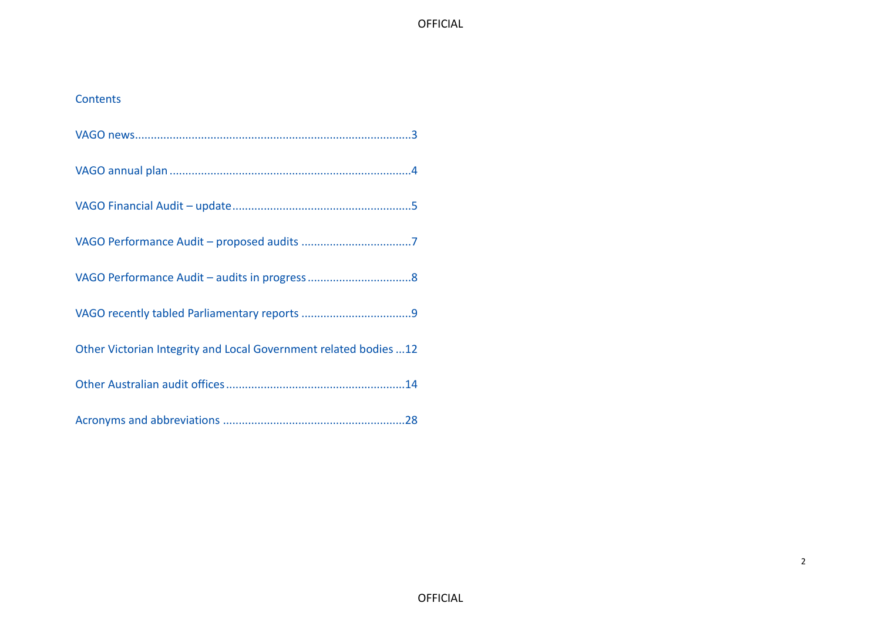## Contents

VAGO news....................................................................................3

VAGO annual plan .........................................................................4

VAGO Financial Audit – update......................................................5

VAGO Performance Audit – proposed audits ..................................7

VAGO Performance Audit – audits in progress ................................8

VAGO recently tabled Parliamentary reports ..................................9

Other Victorian Integrity and Local Government related bodies ...12

Other Australian audit offices.......................................................14

Acronyms and abbreviations ........................................................28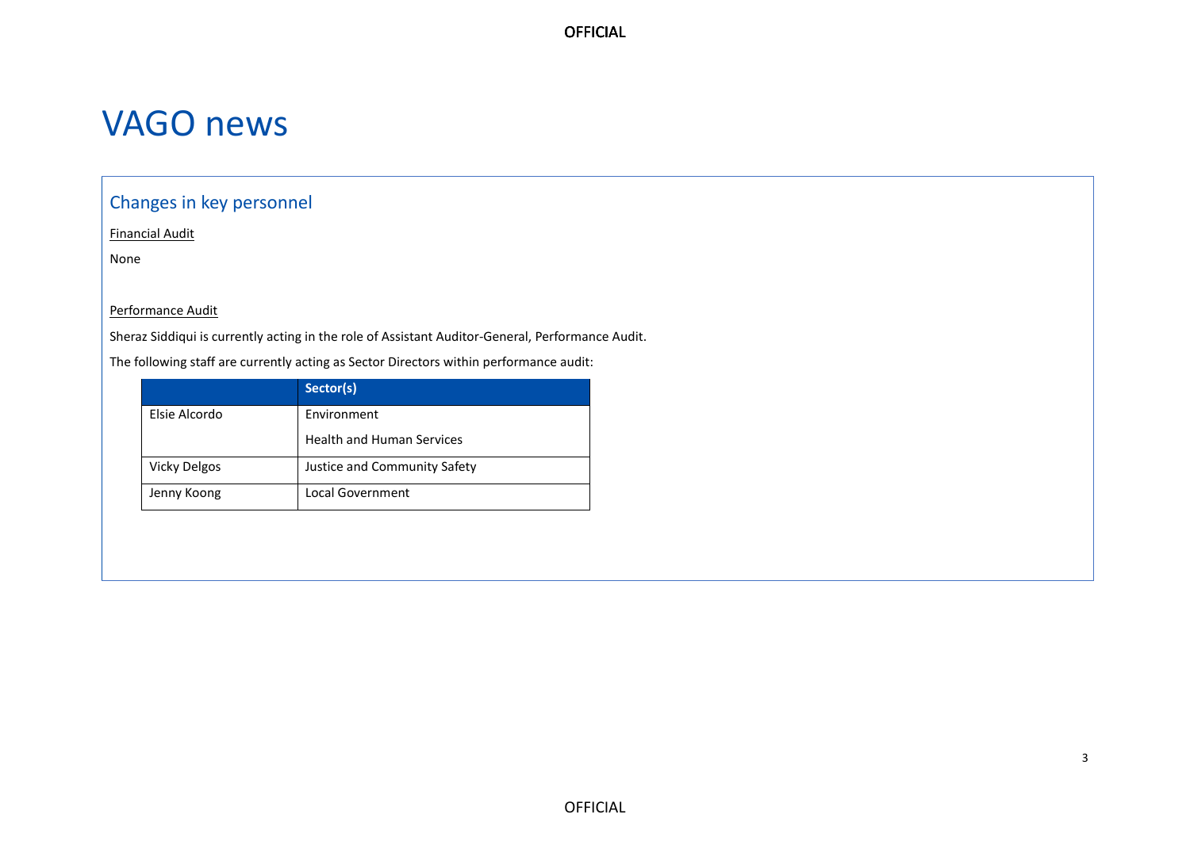# VAGO news

## Changes in key personnel

Financial Audit

None

Performance Audit

Sheraz Siddiqui is currently acting in the role of Assistant Auditor-General, Performance Audit.

The following staff are currently acting as Sector Directors within performance audit:

| | Sector(s) |
|---|---|
| Elsie Alcordo | Environment<br>Health and Human Services |
| Vicky Delgos | Justice and Community Safety |
| Jenny Koong | Local Government |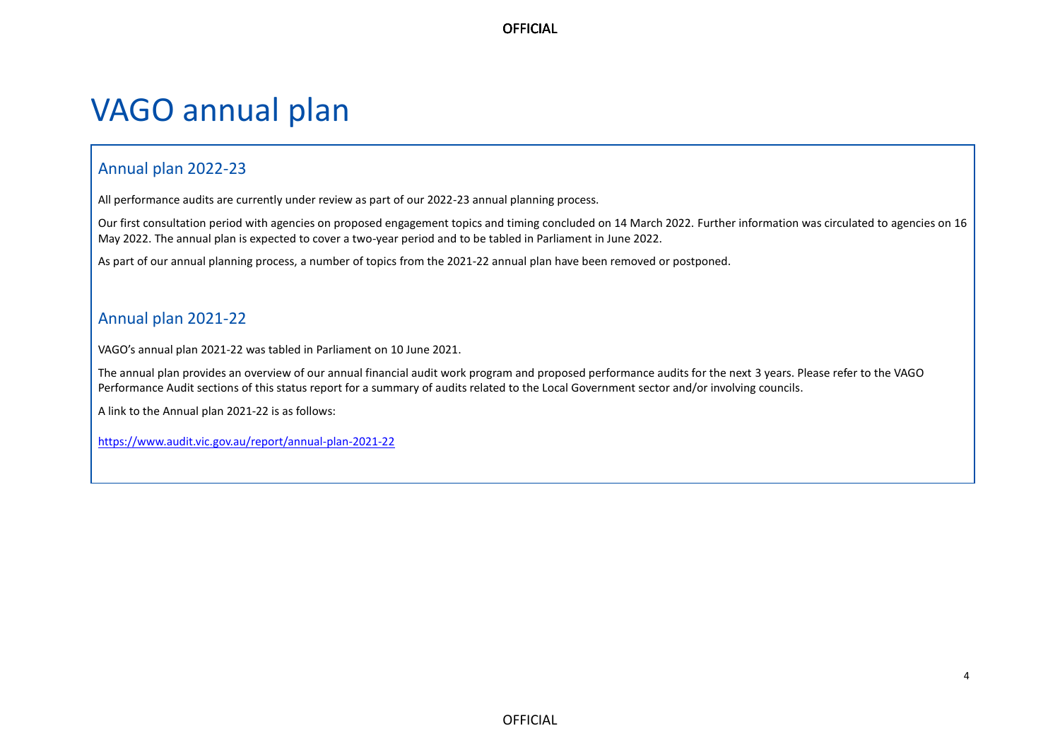# VAGO annual plan

## Annual plan 2022-23

All performance audits are currently under review as part of our 2022-23 annual planning process.

Our first consultation period with agencies on proposed engagement topics and timing concluded on 14 March 2022. Further information was circulated to agencies on 16 May 2022. The annual plan is expected to cover a two-year period and to be tabled in Parliament in June 2022.

As part of our annual planning process, a number of topics from the 2021-22 annual plan have been removed or postponed.

## Annual plan 2021-22

VAGO's annual plan 2021-22 was tabled in Parliament on 10 June 2021.

The annual plan provides an overview of our annual financial audit work program and proposed performance audits for the next 3 years. Please refer to the VAGO Performance Audit sections of this status report for a summary of audits related to the Local Government sector and/or involving councils.

A link to the Annual plan 2021-22 is as follows:

https://www.audit.vic.gov.au/report/annual-plan-2021-22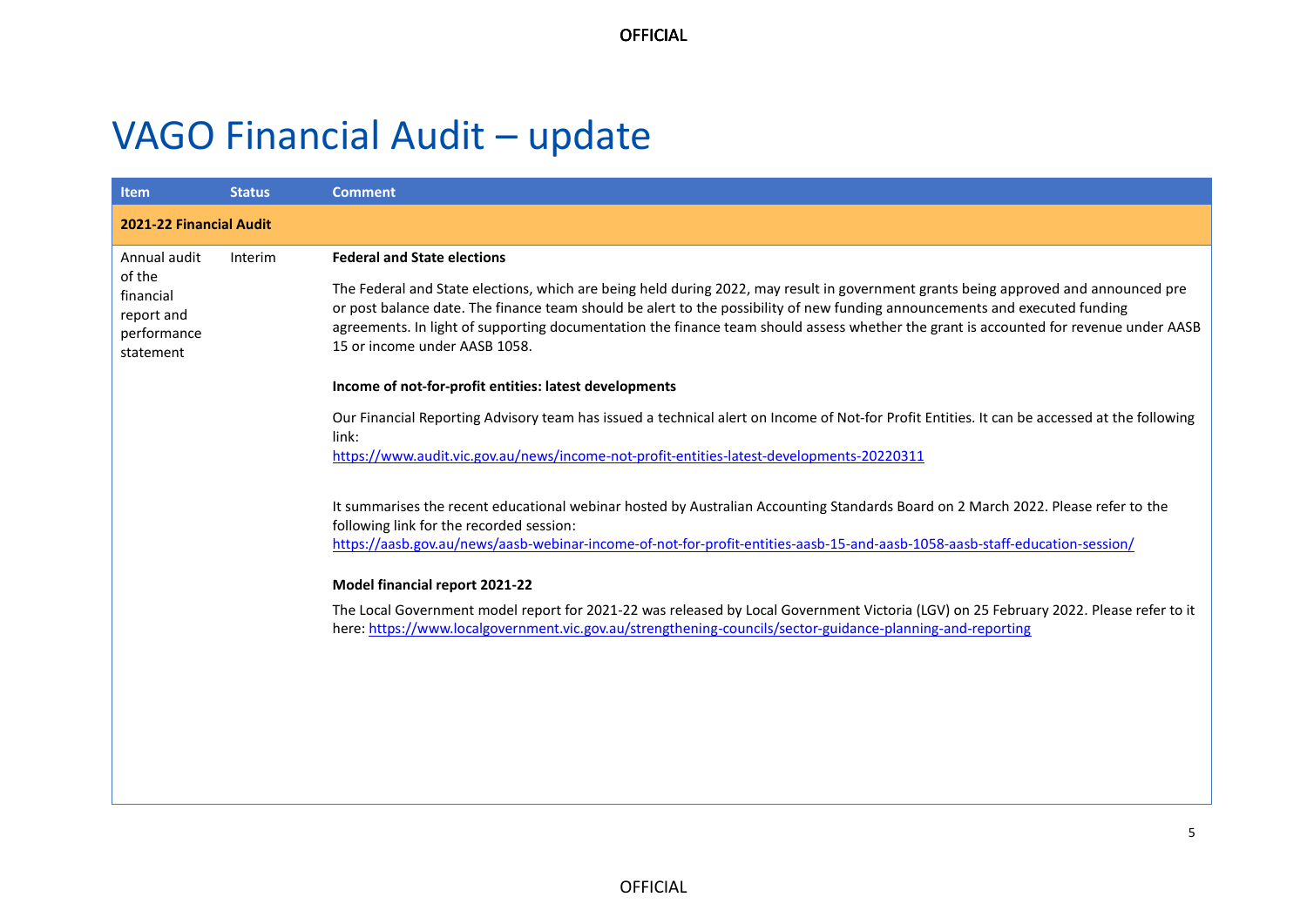# VAGO Financial Audit – update

| Item | Status | Comment |
|---|---|---|
| **2021-22 Financial Audit** | | |
| Annual audit of the financial report and performance statement | Interim | **Federal and State elections**<br><br>The Federal and State elections, which are being held during 2022, may result in government grants being approved and announced pre or post balance date. The finance team should be alert to the possibility of new funding announcements and executed funding agreements. In light of supporting documentation the finance team should assess whether the grant is accounted for revenue under AASB 15 or income under AASB 1058.<br><br>**Income of not-for-profit entities: latest developments**<br><br>Our Financial Reporting Advisory team has issued a technical alert on Income of Not-for Profit Entities. It can be accessed at the following link:<br>https://www.audit.vic.gov.au/news/income-not-profit-entities-latest-developments-20220311<br><br>It summarises the recent educational webinar hosted by Australian Accounting Standards Board on 2 March 2022. Please refer to the following link for the recorded session:<br>https://aasb.gov.au/news/aasb-webinar-income-of-not-for-profit-entities-aasb-15-and-aasb-1058-aasb-staff-education-session/<br><br>**Model financial report 2021-22**<br><br>The Local Government model report for 2021-22 was released by Local Government Victoria (LGV) on 25 February 2022. Please refer to it here: https://www.localgovernment.vic.gov.au/strengthening-councils/sector-guidance-planning-and-reporting |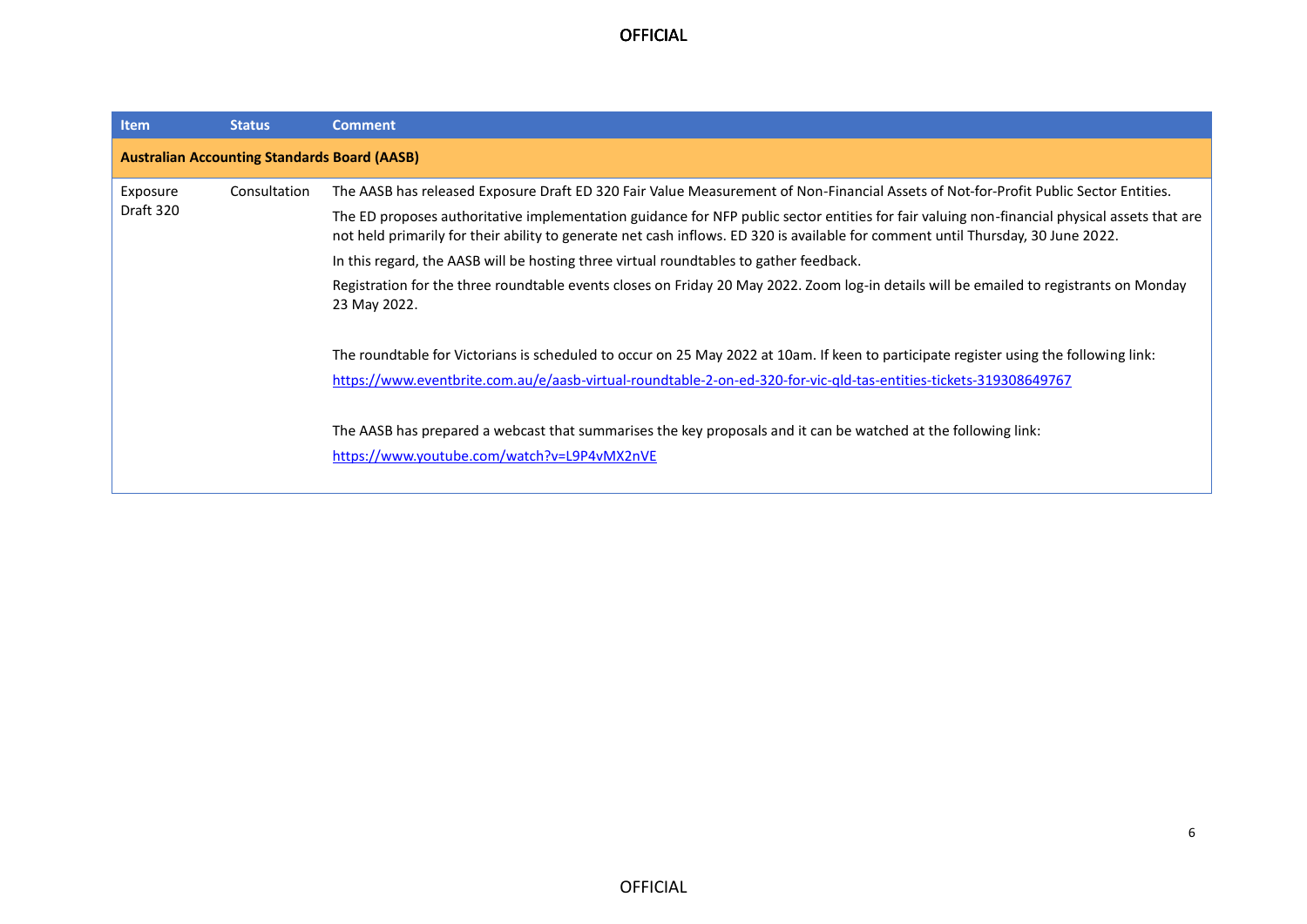| Item | Status | Comment |
|---|---|---|
| **Australian Accounting Standards Board (AASB)** | | |
| Exposure Draft 320 | Consultation | The AASB has released Exposure Draft ED 320 Fair Value Measurement of Non-Financial Assets of Not-for-Profit Public Sector Entities.<br><br>The ED proposes authoritative implementation guidance for NFP public sector entities for fair valuing non-financial physical assets that are not held primarily for their ability to generate net cash inflows. ED 320 is available for comment until Thursday, 30 June 2022.<br><br>In this regard, the AASB will be hosting three virtual roundtables to gather feedback.<br><br>Registration for the three roundtable events closes on Friday 20 May 2022. Zoom log-in details will be emailed to registrants on Monday 23 May 2022.<br><br>The roundtable for Victorians is scheduled to occur on 25 May 2022 at 10am. If keen to participate register using the following link:<br><br>https://www.eventbrite.com.au/e/aasb-virtual-roundtable-2-on-ed-320-for-vic-qld-tas-entities-tickets-319308649767<br><br>The AASB has prepared a webcast that summarises the key proposals and it can be watched at the following link:<br><br>https://www.youtube.com/watch?v=L9P4vMX2nVE |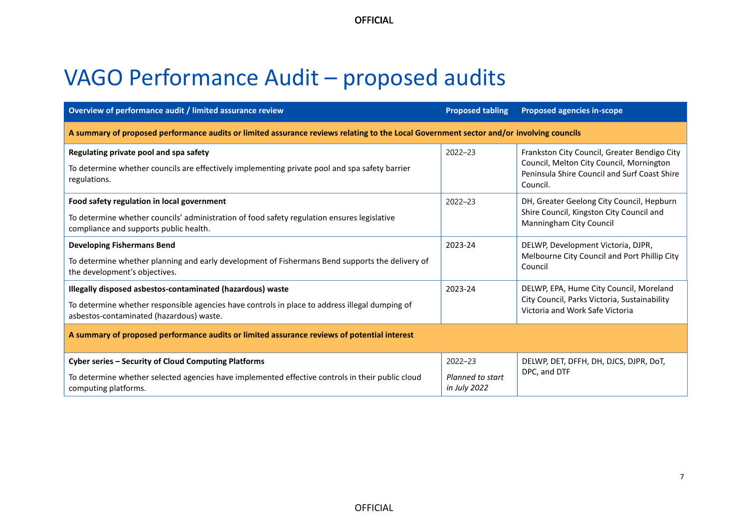# VAGO Performance Audit – proposed audits

| Overview of performance audit / limited assurance review | Proposed tabling | Proposed agencies in-scope |
|---|---|---|
| **A summary of proposed performance audits or limited assurance reviews relating to the Local Government sector and/or involving councils** | | |
| **Regulating private pool and spa safety**<br><br>To determine whether councils are effectively implementing private pool and spa safety barrier regulations. | 2022–23 | Frankston City Council, Greater Bendigo City Council, Melton City Council, Mornington Peninsula Shire Council and Surf Coast Shire Council. |
| **Food safety regulation in local government**<br><br>To determine whether councils' administration of food safety regulation ensures legislative compliance and supports public health. | 2022–23 | DH, Greater Geelong City Council, Hepburn Shire Council, Kingston City Council and Manningham City Council |
| **Developing Fishermans Bend**<br><br>To determine whether planning and early development of Fishermans Bend supports the delivery of the development's objectives. | 2023-24 | DELWP, Development Victoria, DJPR, Melbourne City Council and Port Phillip City Council |
| **Illegally disposed asbestos-contaminated (hazardous) waste**<br><br>To determine whether responsible agencies have controls in place to address illegal dumping of asbestos-contaminated (hazardous) waste. | 2023-24 | DELWP, EPA, Hume City Council, Moreland City Council, Parks Victoria, Sustainability Victoria and Work Safe Victoria |
| **A summary of proposed performance audits or limited assurance reviews of potential interest** | | |
| **Cyber series – Security of Cloud Computing Platforms**<br><br>To determine whether selected agencies have implemented effective controls in their public cloud computing platforms. | 2022–23<br><br>*Planned to start in July 2022* | DELWP, DET, DFFH, DH, DJCS, DJPR, DoT, DPC, and DTF |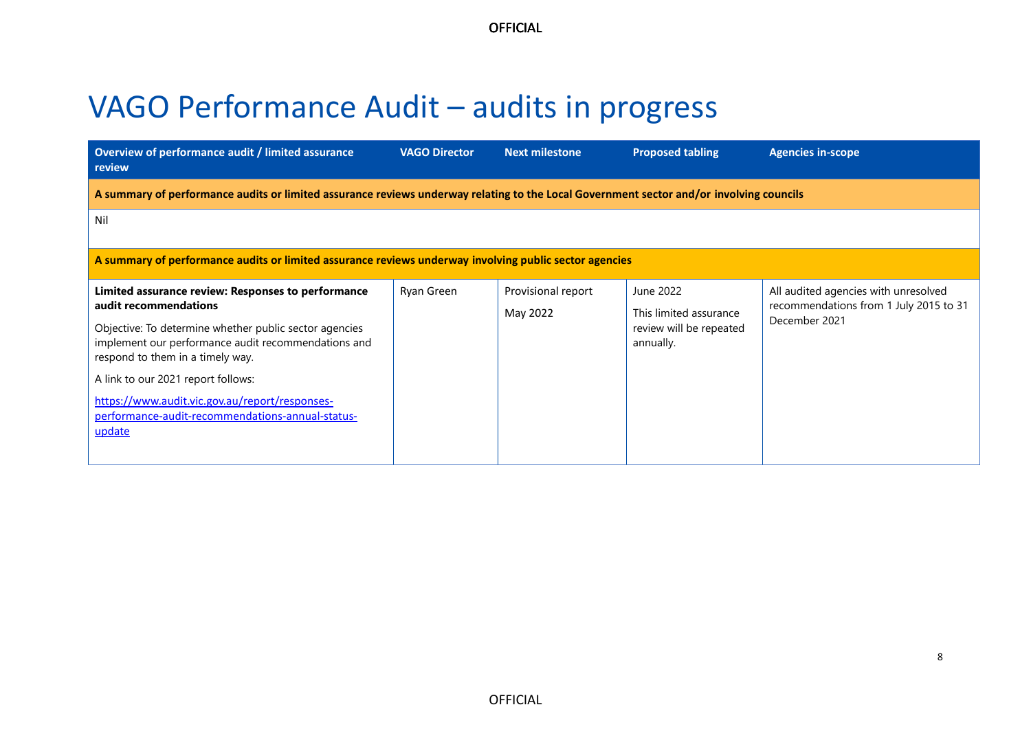# VAGO Performance Audit – audits in progress

| Overview of performance audit / limited assurance review | VAGO Director | Next milestone | Proposed tabling | Agencies in-scope |
|---|---|---|---|---|
| **A summary of performance audits or limited assurance reviews underway relating to the Local Government sector and/or involving councils** | | | | |
| Nil | | | | |
| **A summary of performance audits or limited assurance reviews underway involving public sector agencies** | | | | |
| **Limited assurance review: Responses to performance audit recommendations**<br><br>Objective: To determine whether public sector agencies implement our performance audit recommendations and respond to them in a timely way.<br><br>A link to our 2021 report follows:<br><br>https://www.audit.vic.gov.au/report/responses-performance-audit-recommendations-annual-status-update | Ryan Green | Provisional report<br><br>May 2022 | June 2022<br><br>This limited assurance review will be repeated annually. | All audited agencies with unresolved recommendations from 1 July 2015 to 31 December 2021 |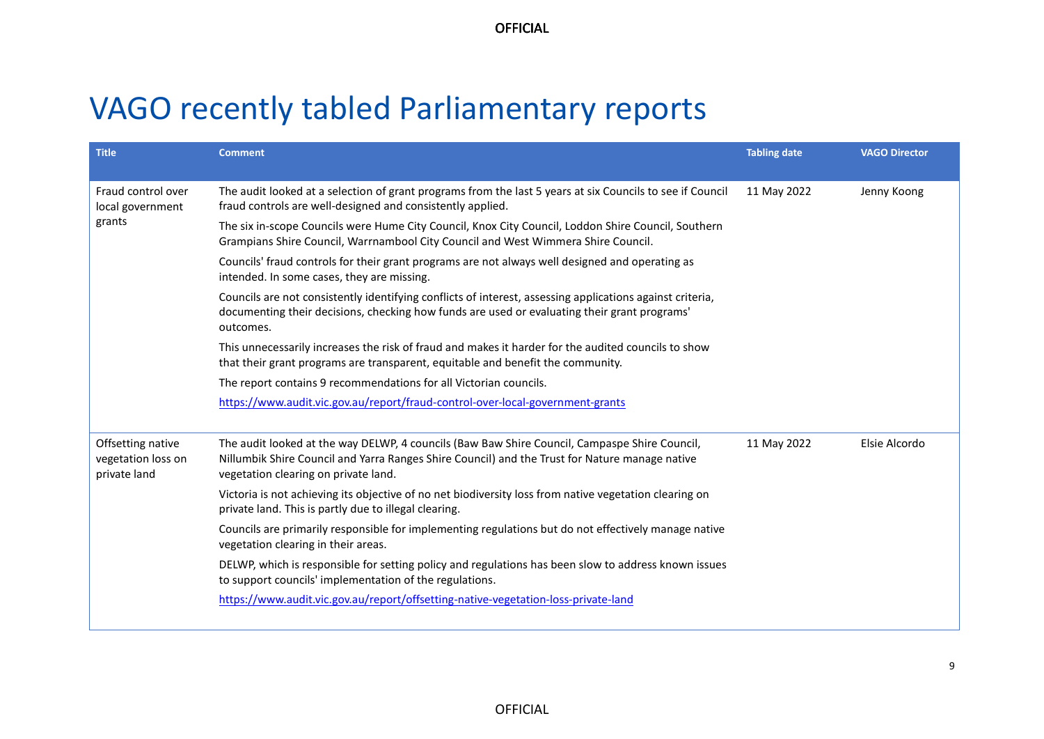# VAGO recently tabled Parliamentary reports

| Title | Comment | Tabling date | VAGO Director |
|---|---|---|---|
| Fraud control over local government grants | The audit looked at a selection of grant programs from the last 5 years at six Councils to see if Council fraud controls are well-designed and consistently applied.<br><br>The six in-scope Councils were Hume City Council, Knox City Council, Loddon Shire Council, Southern Grampians Shire Council, Warrnambool City Council and West Wimmera Shire Council.<br><br>Councils' fraud controls for their grant programs are not always well designed and operating as intended. In some cases, they are missing.<br><br>Councils are not consistently identifying conflicts of interest, assessing applications against criteria, documenting their decisions, checking how funds are used or evaluating their grant programs' outcomes.<br><br>This unnecessarily increases the risk of fraud and makes it harder for the audited councils to show that their grant programs are transparent, equitable and benefit the community.<br><br>The report contains 9 recommendations for all Victorian councils.<br><br>https://www.audit.vic.gov.au/report/fraud-control-over-local-government-grants | 11 May 2022 | Jenny Koong |
| Offsetting native vegetation loss on private land | The audit looked at the way DELWP, 4 councils (Baw Baw Shire Council, Campaspe Shire Council, Nillumbik Shire Council and Yarra Ranges Shire Council) and the Trust for Nature manage native vegetation clearing on private land.<br><br>Victoria is not achieving its objective of no net biodiversity loss from native vegetation clearing on private land. This is partly due to illegal clearing.<br><br>Councils are primarily responsible for implementing regulations but do not effectively manage native vegetation clearing in their areas.<br><br>DELWP, which is responsible for setting policy and regulations has been slow to address known issues to support councils' implementation of the regulations.<br><br>https://www.audit.vic.gov.au/report/offsetting-native-vegetation-loss-private-land | 11 May 2022 | Elsie Alcordo |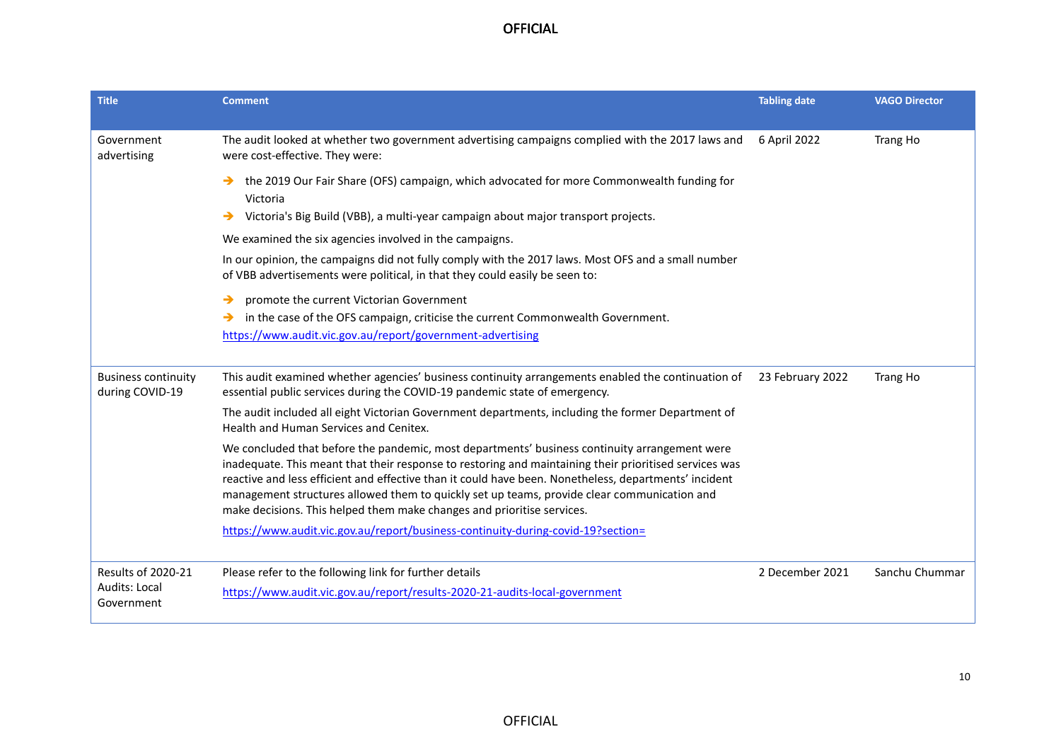| Title | Comment | Tabling date | VAGO Director |
|---|---|---|---|
| Government advertising | The audit looked at whether two government advertising campaigns complied with the 2017 laws and were cost-effective. They were:<br>➔ the 2019 Our Fair Share (OFS) campaign, which advocated for more Commonwealth funding for Victoria<br>➔ Victoria's Big Build (VBB), a multi-year campaign about major transport projects.<br>We examined the six agencies involved in the campaigns.<br>In our opinion, the campaigns did not fully comply with the 2017 laws. Most OFS and a small number of VBB advertisements were political, in that they could easily be seen to:<br>➔ promote the current Victorian Government<br>➔ in the case of the OFS campaign, criticise the current Commonwealth Government.<br>https://www.audit.vic.gov.au/report/government-advertising | 6 April 2022 | Trang Ho |
| Business continuity during COVID-19 | This audit examined whether agencies' business continuity arrangements enabled the continuation of essential public services during the COVID-19 pandemic state of emergency.<br>The audit included all eight Victorian Government departments, including the former Department of Health and Human Services and Cenitex.<br>We concluded that before the pandemic, most departments' business continuity arrangement were inadequate. This meant that their response to restoring and maintaining their prioritised services was reactive and less efficient and effective than it could have been. Nonetheless, departments' incident management structures allowed them to quickly set up teams, provide clear communication and make decisions. This helped them make changes and prioritise services.<br>https://www.audit.vic.gov.au/report/business-continuity-during-covid-19?section= | 23 February 2022 | Trang Ho |
| Results of 2020-21 Audits: Local Government | Please refer to the following link for further details<br>https://www.audit.vic.gov.au/report/results-2020-21-audits-local-government | 2 December 2021 | Sanchu Chummar |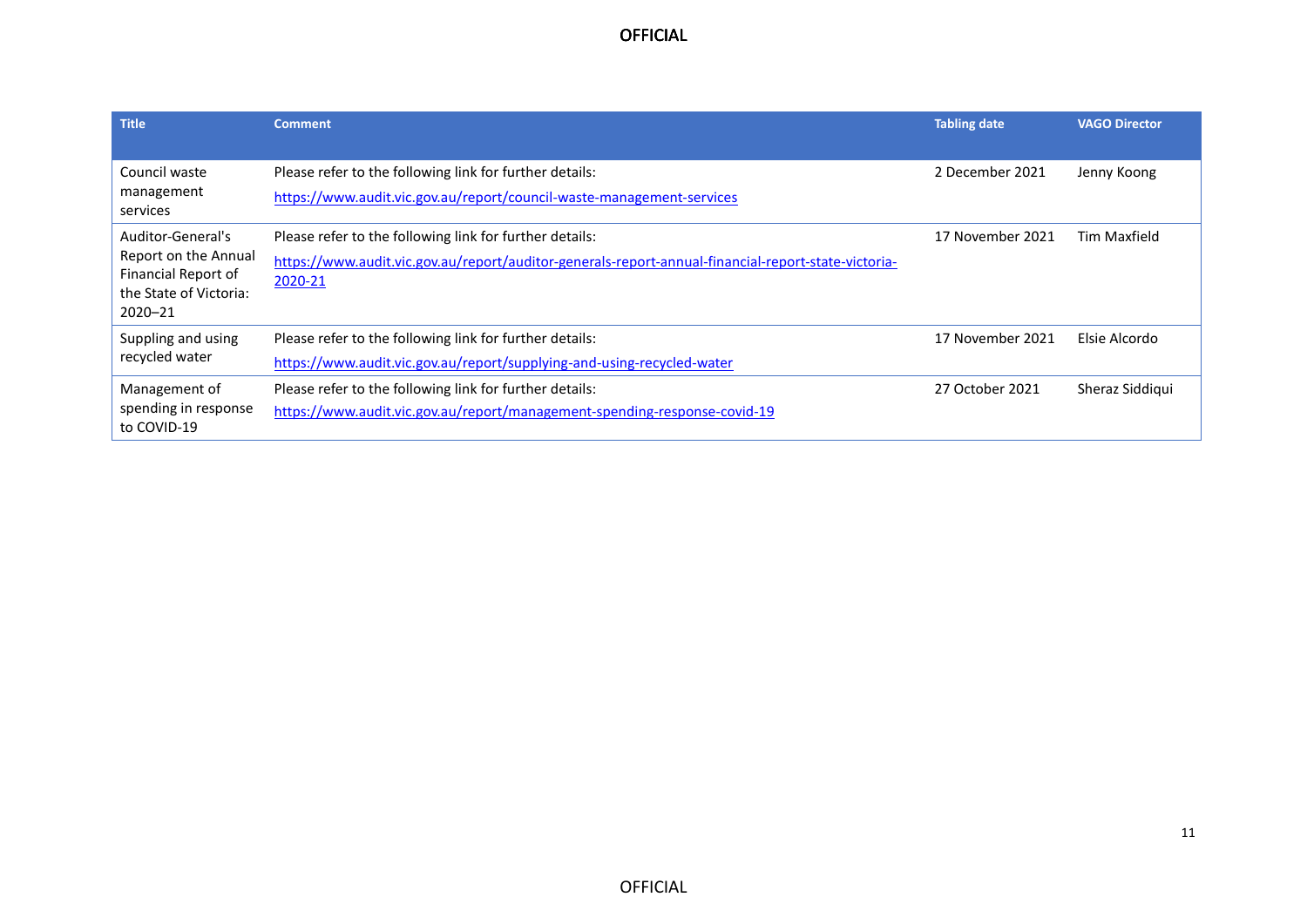| Title | Comment | Tabling date | VAGO Director |
|---|---|---|---|
| Council waste management services | Please refer to the following link for further details: https://www.audit.vic.gov.au/report/council-waste-management-services | 2 December 2021 | Jenny Koong |
| Auditor-General's Report on the Annual Financial Report of the State of Victoria: 2020–21 | Please refer to the following link for further details: https://www.audit.vic.gov.au/report/auditor-generals-report-annual-financial-report-state-victoria-2020-21 | 17 November 2021 | Tim Maxfield |
| Suppling and using recycled water | Please refer to the following link for further details: https://www.audit.vic.gov.au/report/supplying-and-using-recycled-water | 17 November 2021 | Elsie Alcordo |
| Management of spending in response to COVID-19 | Please refer to the following link for further details: https://www.audit.vic.gov.au/report/management-spending-response-covid-19 | 27 October 2021 | Sheraz Siddiqui |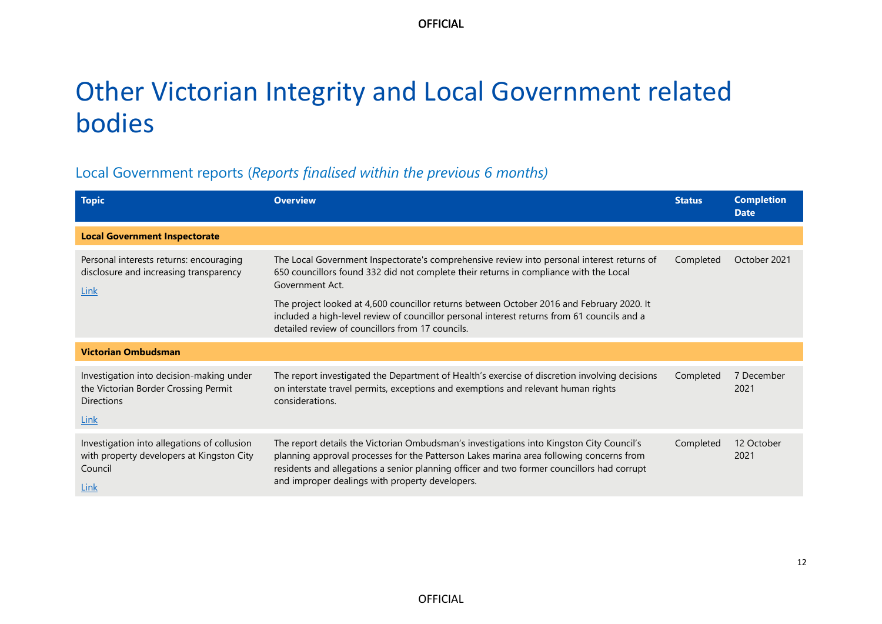# Other Victorian Integrity and Local Government related bodies

## Local Government reports (*Reports finalised within the previous 6 months)*

| Topic | Overview | Status | Completion Date |
|---|---|---|---|
| **Local Government Inspectorate** | | | |
| Personal interests returns: encouraging disclosure and increasing transparency<br><br>Link | The Local Government Inspectorate's comprehensive review into personal interest returns of 650 councillors found 332 did not complete their returns in compliance with the Local Government Act.<br><br>The project looked at 4,600 councillor returns between October 2016 and February 2020. It included a high-level review of councillor personal interest returns from 61 councils and a detailed review of councillors from 17 councils. | Completed | October 2021 |
| **Victorian Ombudsman** | | | |
| Investigation into decision-making under the Victorian Border Crossing Permit Directions<br><br>Link | The report investigated the Department of Health's exercise of discretion involving decisions on interstate travel permits, exceptions and exemptions and relevant human rights considerations. | Completed | 7 December 2021 |
| Investigation into allegations of collusion with property developers at Kingston City Council<br><br>Link | The report details the Victorian Ombudsman's investigations into Kingston City Council's planning approval processes for the Patterson Lakes marina area following concerns from residents and allegations a senior planning officer and two former councillors had corrupt and improper dealings with property developers. | Completed | 12 October 2021 |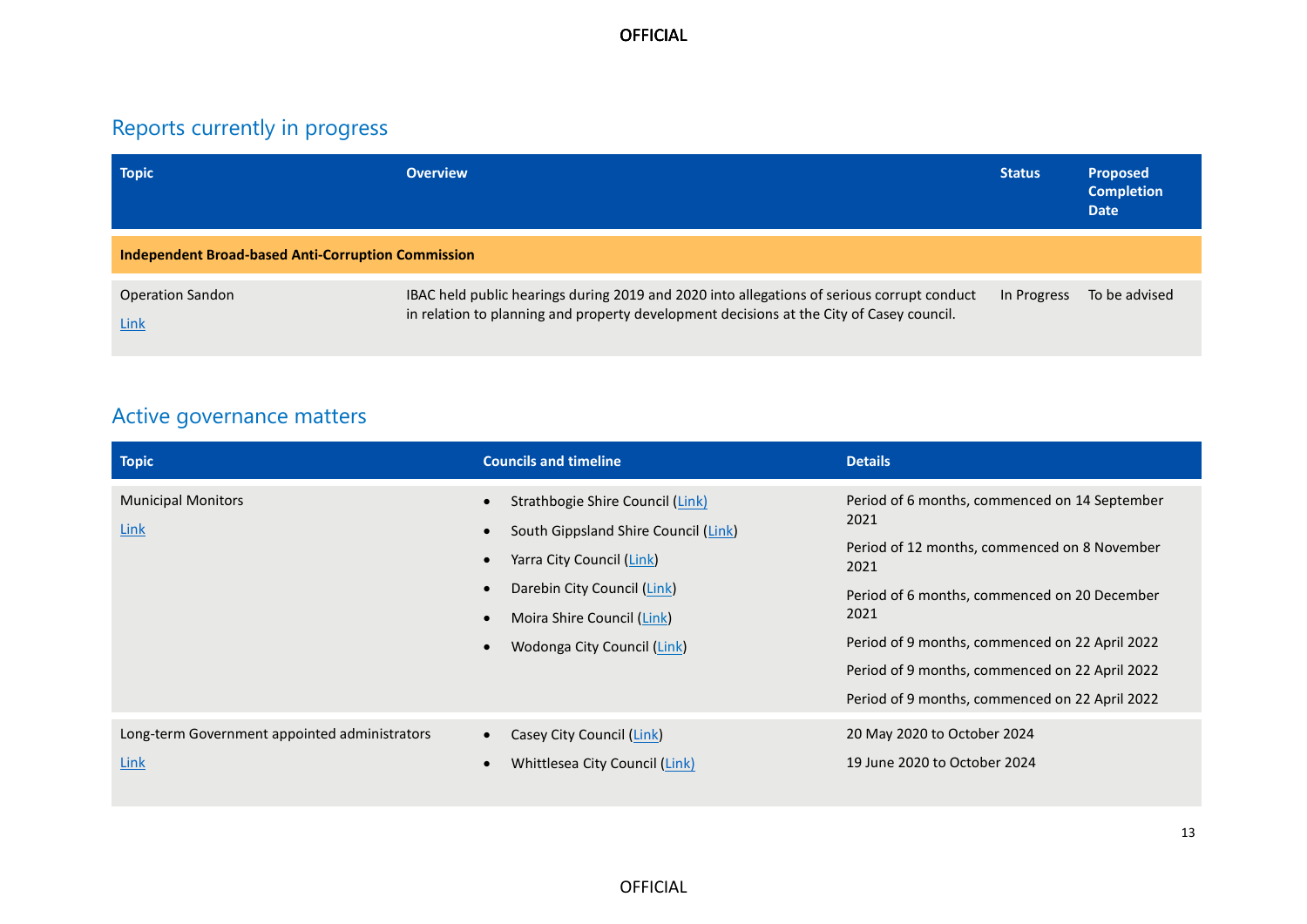## Reports currently in progress

| Topic | Overview | Status | Proposed Completion Date |
|---|---|---|---|
| **Independent Broad-based Anti-Corruption Commission** | | | |
| Operation Sandon<br>Link | IBAC held public hearings during 2019 and 2020 into allegations of serious corrupt conduct in relation to planning and property development decisions at the City of Casey council. | In Progress | To be advised |

## Active governance matters

| Topic | Councils and timeline | Details |
|---|---|---|
| Municipal Monitors<br>Link | • Strathbogie Shire Council (Link)<br>• South Gippsland Shire Council (Link)<br>• Yarra City Council (Link)<br>• Darebin City Council (Link)<br>• Moira Shire Council (Link)<br>• Wodonga City Council (Link) | Period of 6 months, commenced on 14 September 2021<br>Period of 12 months, commenced on 8 November 2021<br>Period of 6 months, commenced on 20 December 2021<br>Period of 9 months, commenced on 22 April 2022<br>Period of 9 months, commenced on 22 April 2022<br>Period of 9 months, commenced on 22 April 2022 |
| Long-term Government appointed administrators<br>Link | • Casey City Council (Link)<br>• Whittlesea City Council (Link) | 20 May 2020 to October 2024<br>19 June 2020 to October 2024 |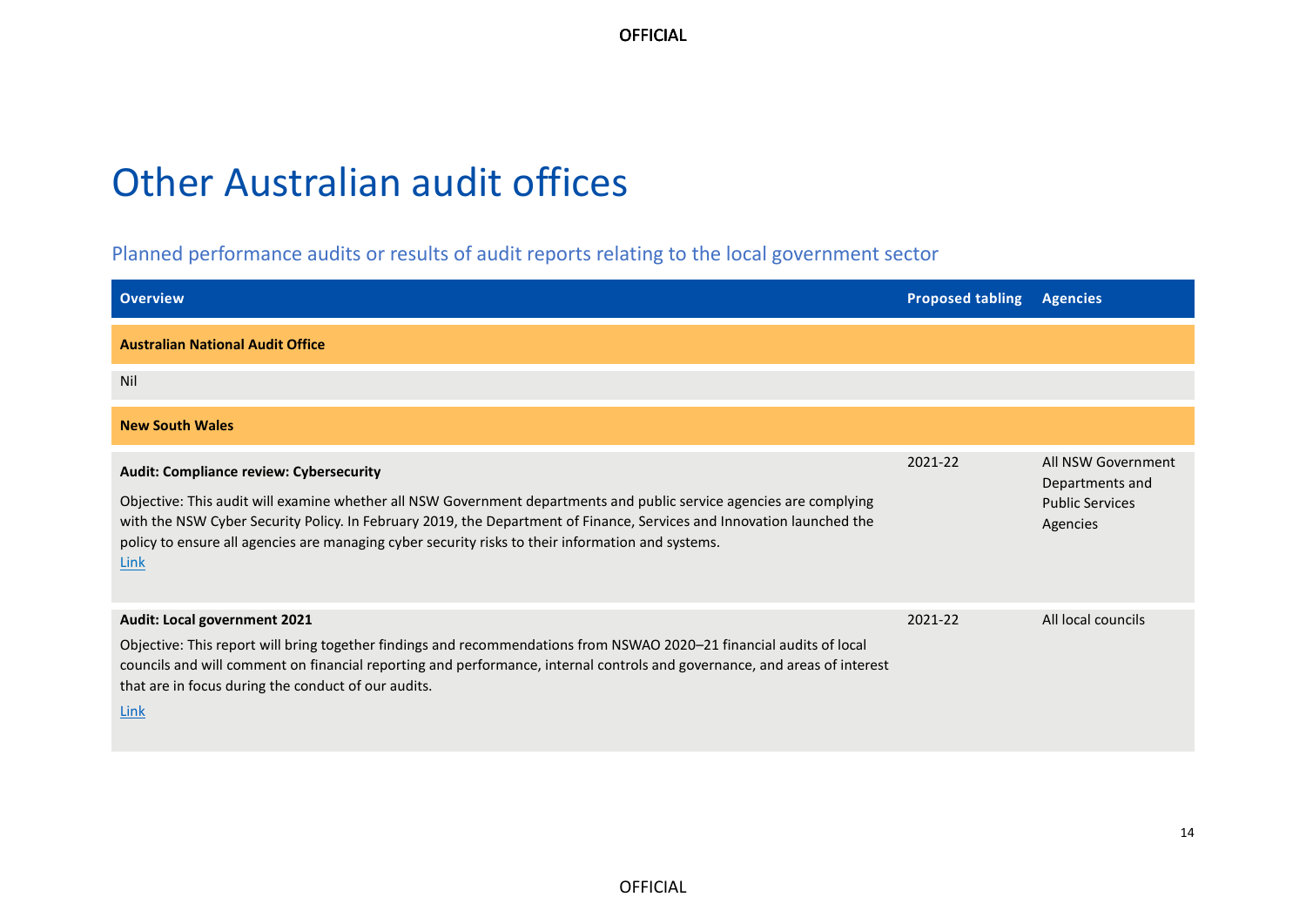# Other Australian audit offices

## Planned performance audits or results of audit reports relating to the local government sector

| Overview | Proposed tabling | Agencies |
|---|---|---|
| **Australian National Audit Office** | | |
| Nil | | |
| **New South Wales** | | |
| **Audit: Compliance review: Cybersecurity**<br><br>Objective: This audit will examine whether all NSW Government departments and public service agencies are complying with the NSW Cyber Security Policy. In February 2019, the Department of Finance, Services and Innovation launched the policy to ensure all agencies are managing cyber security risks to their information and systems.<br>Link | 2021-22 | All NSW Government Departments and Public Services Agencies |
| **Audit: Local government 2021**<br><br>Objective: This report will bring together findings and recommendations from NSWAO 2020–21 financial audits of local councils and will comment on financial reporting and performance, internal controls and governance, and areas of interest that are in focus during the conduct of our audits.<br><br>Link | 2021-22 | All local councils |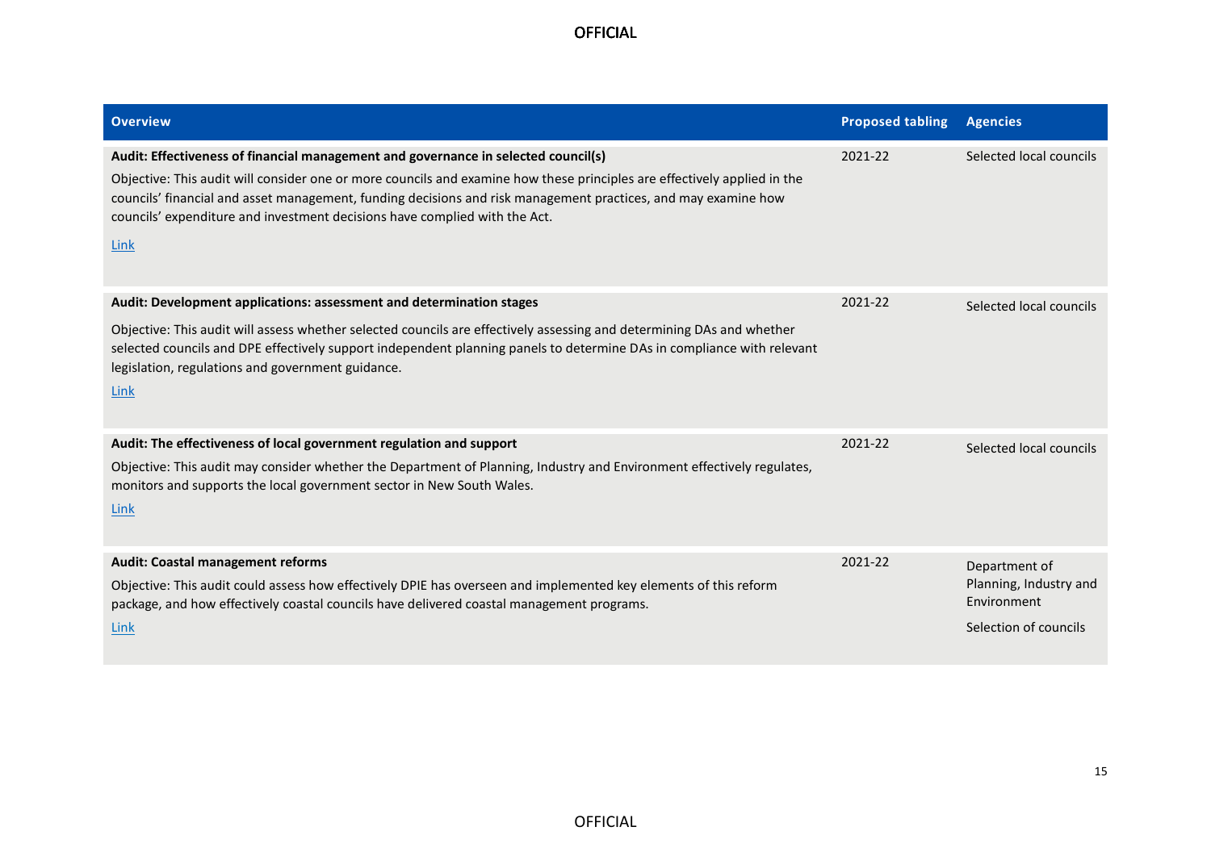| Overview | Proposed tabling | Agencies |
| --- | --- | --- |
| **Audit: Effectiveness of financial management and governance in selected council(s)**<br>Objective: This audit will consider one or more councils and examine how these principles are effectively applied in the councils' financial and asset management, funding decisions and risk management practices, and may examine how councils' expenditure and investment decisions have complied with the Act.<br>Link | 2021-22 | Selected local councils |
| **Audit: Development applications: assessment and determination stages**<br>Objective: This audit will assess whether selected councils are effectively assessing and determining DAs and whether selected councils and DPE effectively support independent planning panels to determine DAs in compliance with relevant legislation, regulations and government guidance.<br>Link | 2021-22 | Selected local councils |
| **Audit: The effectiveness of local government regulation and support**<br>Objective: This audit may consider whether the Department of Planning, Industry and Environment effectively regulates, monitors and supports the local government sector in New South Wales.<br>Link | 2021-22 | Selected local councils |
| **Audit: Coastal management reforms**<br>Objective: This audit could assess how effectively DPIE has overseen and implemented key elements of this reform package, and how effectively coastal councils have delivered coastal management programs.<br>Link | 2021-22 | Department of Planning, Industry and Environment<br>Selection of councils |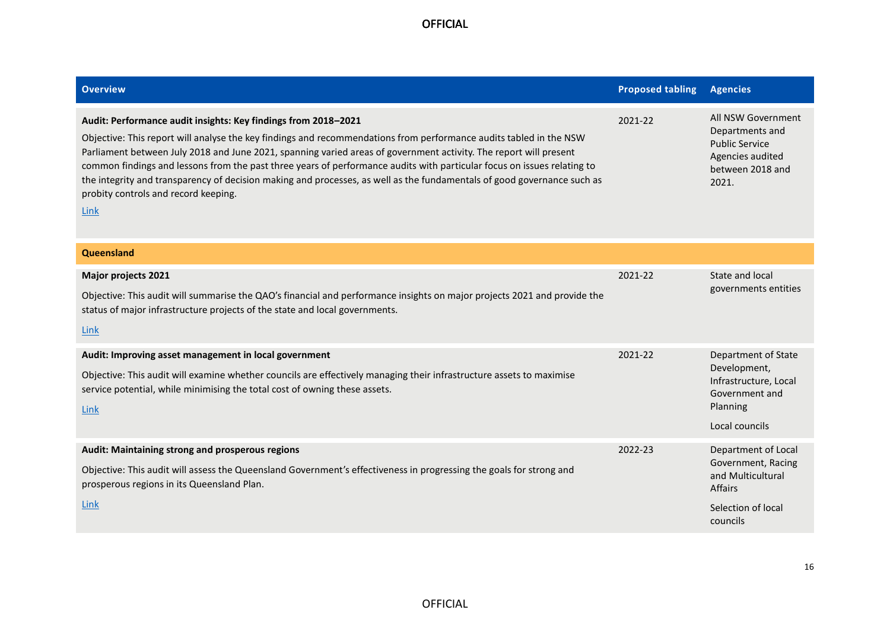| Overview | Proposed tabling | Agencies |
|---|---|---|
| **Audit: Performance audit insights: Key findings from 2018–2021**<br>Objective: This report will analyse the key findings and recommendations from performance audits tabled in the NSW Parliament between July 2018 and June 2021, spanning varied areas of government activity. The report will present common findings and lessons from the past three years of performance audits with particular focus on issues relating to the integrity and transparency of decision making and processes, as well as the fundamentals of good governance such as probity controls and record keeping.<br>Link | 2021-22 | All NSW Government Departments and Public Service Agencies audited between 2018 and 2021. |
| **Queensland** | | |
| **Major projects 2021**<br>Objective: This audit will summarise the QAO's financial and performance insights on major projects 2021 and provide the status of major infrastructure projects of the state and local governments.<br>Link | 2021-22 | State and local governments entities |
| **Audit: Improving asset management in local government**<br>Objective: This audit will examine whether councils are effectively managing their infrastructure assets to maximise service potential, while minimising the total cost of owning these assets.<br>Link | 2021-22 | Department of State Development, Infrastructure, Local Government and Planning<br>Local councils |
| **Audit: Maintaining strong and prosperous regions**<br>Objective: This audit will assess the Queensland Government's effectiveness in progressing the goals for strong and prosperous regions in its Queensland Plan.<br>Link | 2022-23 | Department of Local Government, Racing and Multicultural Affairs<br>Selection of local councils |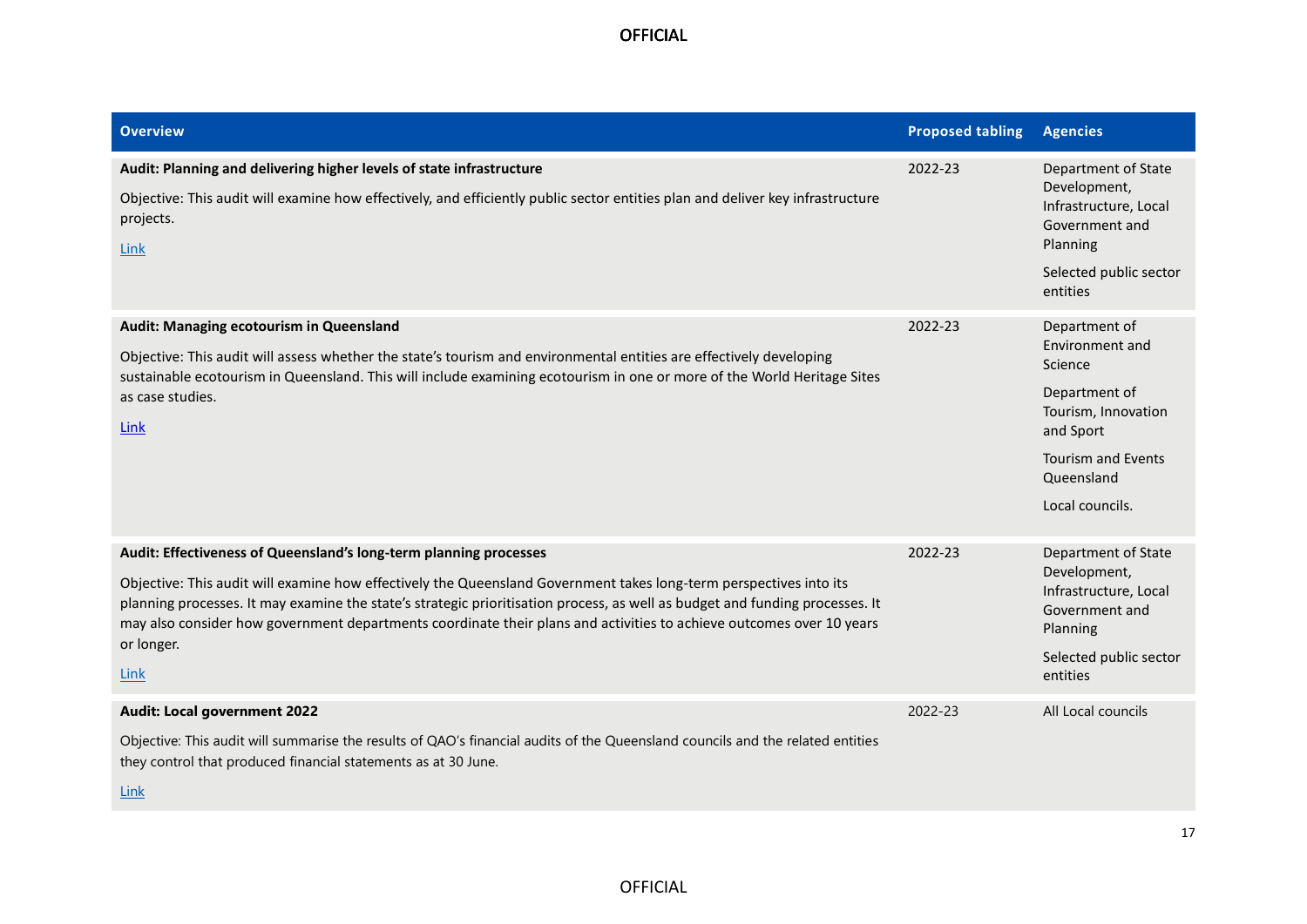| Overview | Proposed tabling | Agencies |
|---|---|---|
| **Audit: Planning and delivering higher levels of state infrastructure**<br><br>Objective: This audit will examine how effectively, and efficiently public sector entities plan and deliver key infrastructure projects.<br><br>Link | 2022-23 | Department of State Development, Infrastructure, Local Government and Planning<br><br>Selected public sector entities |
| **Audit: Managing ecotourism in Queensland**<br><br>Objective: This audit will assess whether the state's tourism and environmental entities are effectively developing sustainable ecotourism in Queensland. This will include examining ecotourism in one or more of the World Heritage Sites as case studies.<br><br>Link | 2022-23 | Department of Environment and Science<br><br>Department of Tourism, Innovation and Sport<br><br>Tourism and Events Queensland<br><br>Local councils. |
| **Audit: Effectiveness of Queensland's long-term planning processes**<br><br>Objective: This audit will examine how effectively the Queensland Government takes long-term perspectives into its planning processes. It may examine the state's strategic prioritisation process, as well as budget and funding processes. It may also consider how government departments coordinate their plans and activities to achieve outcomes over 10 years or longer.<br><br>Link | 2022-23 | Department of State Development, Infrastructure, Local Government and Planning<br><br>Selected public sector entities |
| **Audit: Local government 2022**<br><br>Objective: This audit will summarise the results of QAO's financial audits of the Queensland councils and the related entities they control that produced financial statements as at 30 June.<br><br>Link | 2022-23 | All Local councils |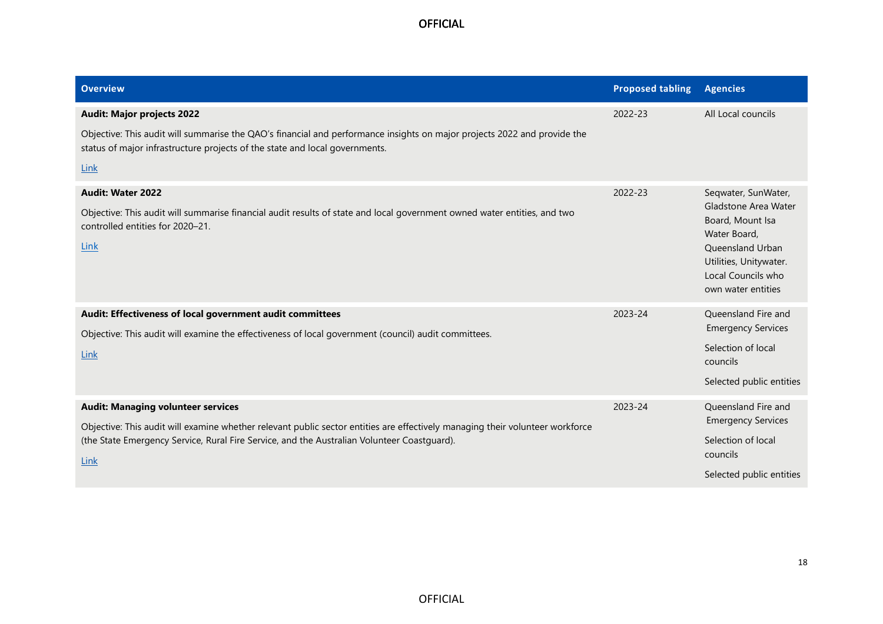| Overview | Proposed tabling | Agencies |
|---|---|---|
| **Audit: Major projects 2022**<br><br>Objective: This audit will summarise the QAO's financial and performance insights on major projects 2022 and provide the status of major infrastructure projects of the state and local governments.<br><br>Link | 2022-23 | All Local councils |
| **Audit: Water 2022**<br><br>Objective: This audit will summarise financial audit results of state and local government owned water entities, and two controlled entities for 2020–21.<br><br>Link | 2022-23 | Seqwater, SunWater, Gladstone Area Water Board, Mount Isa Water Board, Queensland Urban Utilities, Unitywater. Local Councils who own water entities |
| **Audit: Effectiveness of local government audit committees**<br><br>Objective: This audit will examine the effectiveness of local government (council) audit committees.<br><br>Link | 2023-24 | Queensland Fire and Emergency Services<br><br>Selection of local councils<br><br>Selected public entities |
| **Audit: Managing volunteer services**<br><br>Objective: This audit will examine whether relevant public sector entities are effectively managing their volunteer workforce (the State Emergency Service, Rural Fire Service, and the Australian Volunteer Coastguard).<br><br>Link | 2023-24 | Queensland Fire and Emergency Services<br><br>Selection of local councils<br><br>Selected public entities |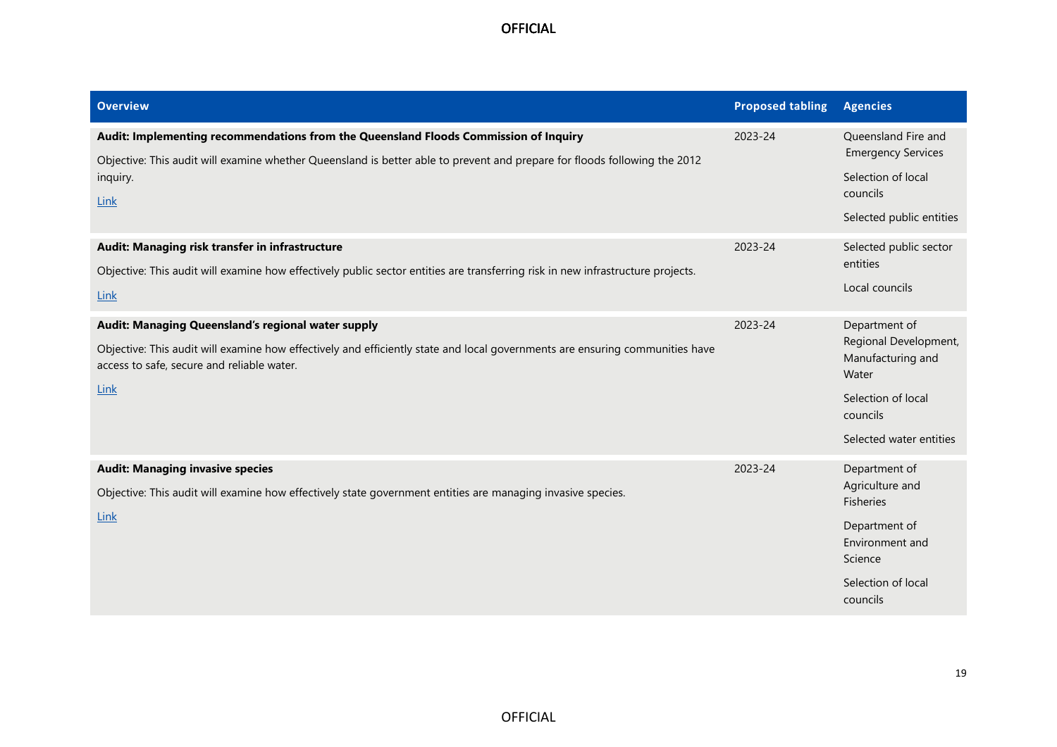| Overview | Proposed tabling | Agencies |
|---|---|---|
| **Audit: Implementing recommendations from the Queensland Floods Commission of Inquiry**<br><br>Objective: This audit will examine whether Queensland is better able to prevent and prepare for floods following the 2012 inquiry.<br><br>Link | 2023-24 | Queensland Fire and Emergency Services<br><br>Selection of local councils<br><br>Selected public entities |
| **Audit: Managing risk transfer in infrastructure**<br><br>Objective: This audit will examine how effectively public sector entities are transferring risk in new infrastructure projects.<br><br>Link | 2023-24 | Selected public sector entities<br><br>Local councils |
| **Audit: Managing Queensland's regional water supply**<br><br>Objective: This audit will examine how effectively and efficiently state and local governments are ensuring communities have access to safe, secure and reliable water.<br><br>Link | 2023-24 | Department of Regional Development, Manufacturing and Water<br><br>Selection of local councils<br><br>Selected water entities |
| **Audit: Managing invasive species**<br><br>Objective: This audit will examine how effectively state government entities are managing invasive species.<br><br>Link | 2023-24 | Department of Agriculture and Fisheries<br><br>Department of Environment and Science<br><br>Selection of local councils |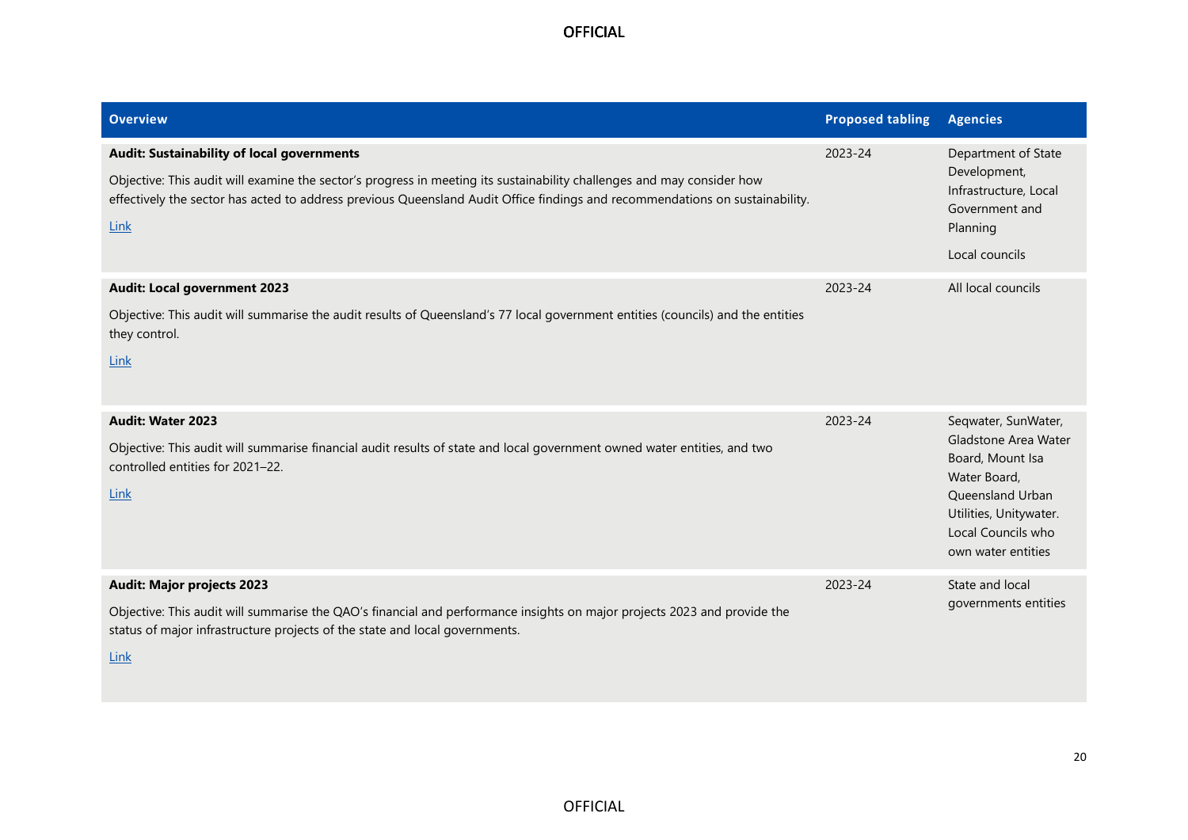| Overview | Proposed tabling | Agencies |
|---|---|---|
| **Audit: Sustainability of local governments**<br>Objective: This audit will examine the sector's progress in meeting its sustainability challenges and may consider how effectively the sector has acted to address previous Queensland Audit Office findings and recommendations on sustainability.<br>Link | 2023-24 | Department of State Development, Infrastructure, Local Government and Planning<br>Local councils |
| **Audit: Local government 2023**<br>Objective: This audit will summarise the audit results of Queensland's 77 local government entities (councils) and the entities they control.<br>Link | 2023-24 | All local councils |
| **Audit: Water 2023**<br>Objective: This audit will summarise financial audit results of state and local government owned water entities, and two controlled entities for 2021–22.<br>Link | 2023-24 | Seqwater, SunWater, Gladstone Area Water Board, Mount Isa Water Board, Queensland Urban Utilities, Unitywater. Local Councils who own water entities |
| **Audit: Major projects 2023**<br>Objective: This audit will summarise the QAO's financial and performance insights on major projects 2023 and provide the status of major infrastructure projects of the state and local governments.<br>Link | 2023-24 | State and local governments entities |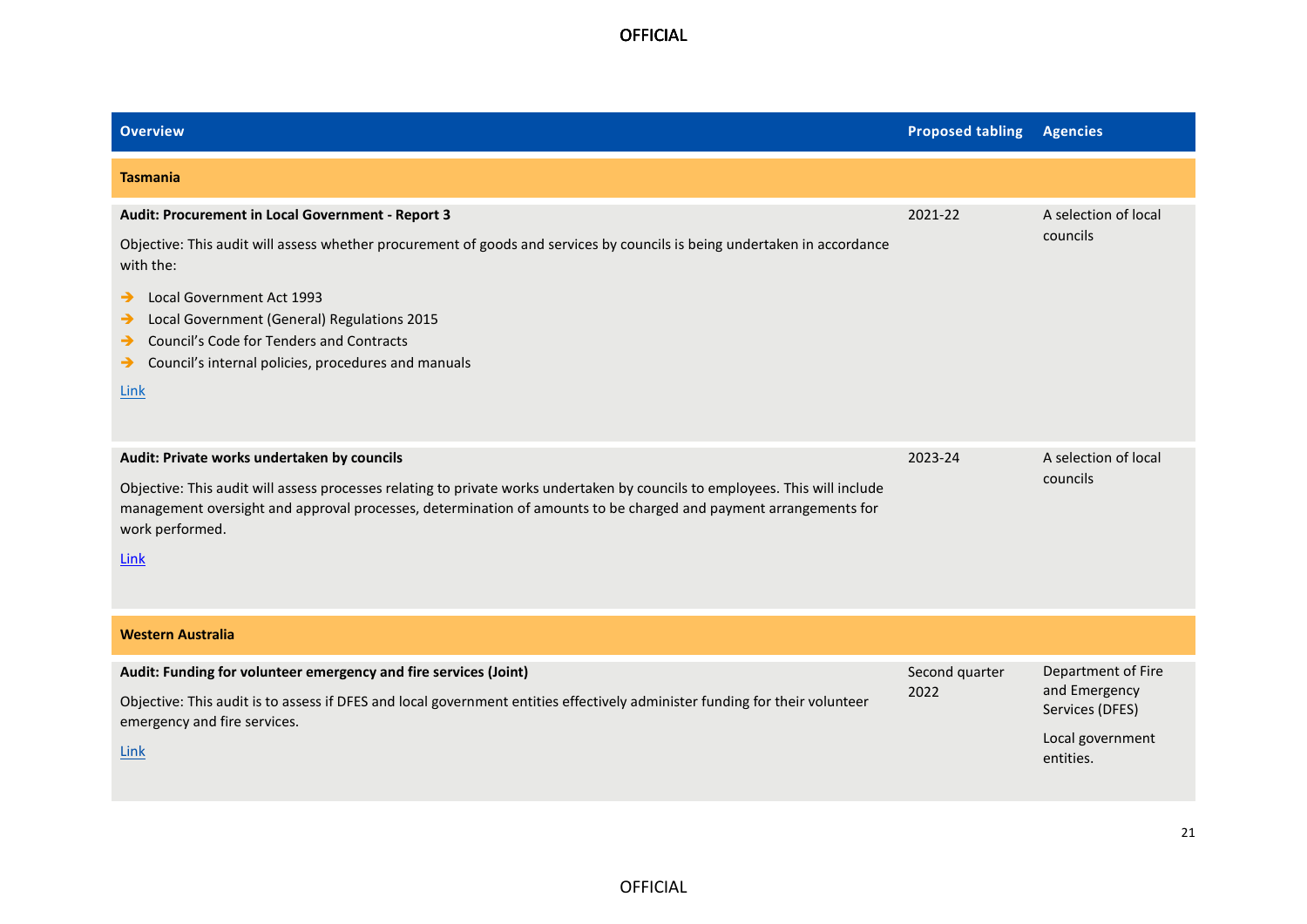| Overview | Proposed tabling | Agencies |
|---|---|---|
| **Tasmania** | | |
| **Audit: Procurement in Local Government - Report 3**<br><br>Objective: This audit will assess whether procurement of goods and services by councils is being undertaken in accordance with the:<br><br>➔ Local Government Act 1993<br>➔ Local Government (General) Regulations 2015<br>➔ Council's Code for Tenders and Contracts<br>➔ Council's internal policies, procedures and manuals<br><br>Link | 2021-22 | A selection of local councils |
| **Audit: Private works undertaken by councils**<br><br>Objective: This audit will assess processes relating to private works undertaken by councils to employees. This will include management oversight and approval processes, determination of amounts to be charged and payment arrangements for work performed.<br><br>Link | 2023-24 | A selection of local councils |
| **Western Australia** | | |
| **Audit: Funding for volunteer emergency and fire services (Joint)**<br><br>Objective: This audit is to assess if DFES and local government entities effectively administer funding for their volunteer emergency and fire services.<br><br>Link | Second quarter 2022 | Department of Fire and Emergency Services (DFES)<br><br>Local government entities. |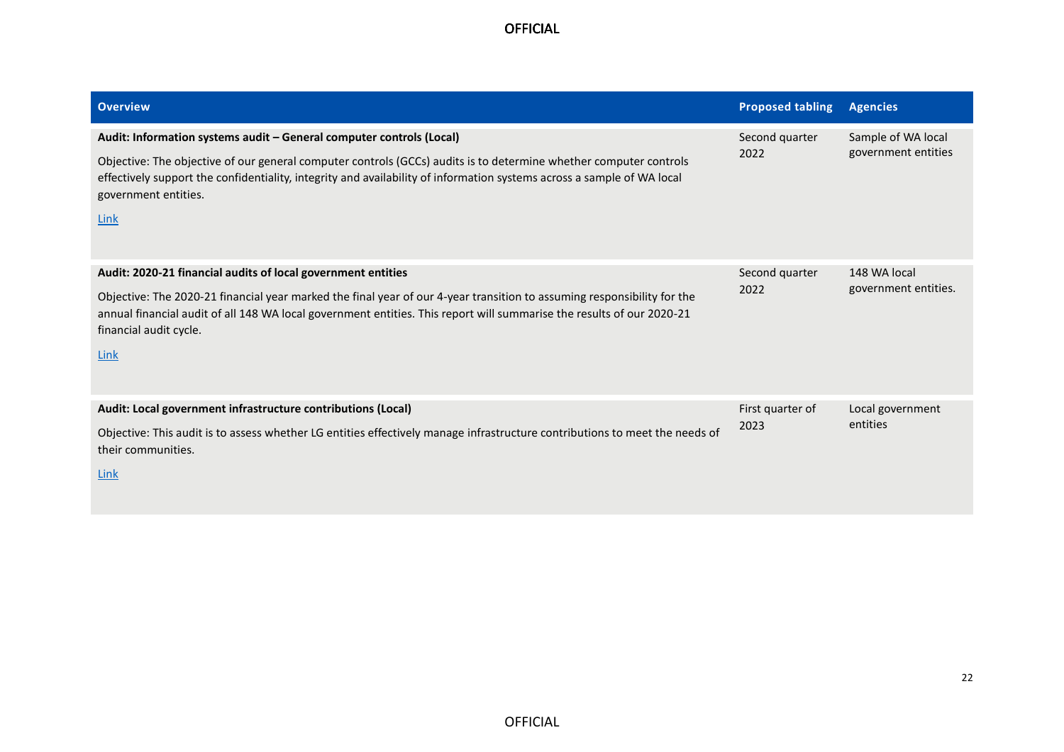| Overview | Proposed tabling | Agencies |
| --- | --- | --- |
| **Audit: Information systems audit – General computer controls (Local)**<br><br>Objective: The objective of our general computer controls (GCCs) audits is to determine whether computer controls effectively support the confidentiality, integrity and availability of information systems across a sample of WA local government entities.<br><br>Link | Second quarter 2022 | Sample of WA local government entities |
| **Audit: 2020-21 financial audits of local government entities**<br><br>Objective: The 2020-21 financial year marked the final year of our 4-year transition to assuming responsibility for the annual financial audit of all 148 WA local government entities. This report will summarise the results of our 2020-21 financial audit cycle.<br><br>Link | Second quarter 2022 | 148 WA local government entities. |
| **Audit: Local government infrastructure contributions (Local)**<br><br>Objective: This audit is to assess whether LG entities effectively manage infrastructure contributions to meet the needs of their communities.<br><br>Link | First quarter of 2023 | Local government entities |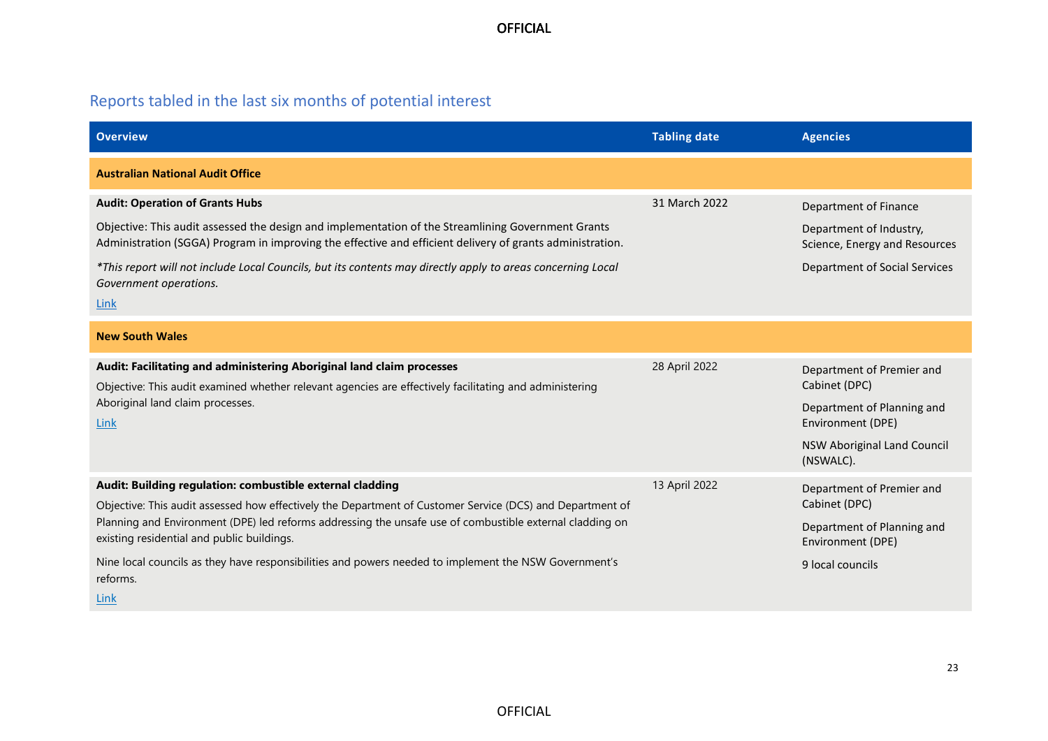## Reports tabled in the last six months of potential interest

| Overview | Tabling date | Agencies |
|---|---|---|
| **Australian National Audit Office** | | |
| **Audit: Operation of Grants Hubs**<br><br>Objective: This audit assessed the design and implementation of the Streamlining Government Grants Administration (SGGA) Program in improving the effective and efficient delivery of grants administration.<br><br>*\*This report will not include Local Councils, but its contents may directly apply to areas concerning Local Government operations.*<br><br>Link | 31 March 2022 | Department of Finance<br><br>Department of Industry, Science, Energy and Resources<br><br>Department of Social Services |
| **New South Wales** | | |
| **Audit: Facilitating and administering Aboriginal land claim processes**<br><br>Objective: This audit examined whether relevant agencies are effectively facilitating and administering Aboriginal land claim processes.<br><br>Link | 28 April 2022 | Department of Premier and Cabinet (DPC)<br><br>Department of Planning and Environment (DPE)<br><br>NSW Aboriginal Land Council (NSWALC). |
| **Audit: Building regulation: combustible external cladding**<br><br>Objective: This audit assessed how effectively the Department of Customer Service (DCS) and Department of Planning and Environment (DPE) led reforms addressing the unsafe use of combustible external cladding on existing residential and public buildings.<br><br>Nine local councils as they have responsibilities and powers needed to implement the NSW Government's reforms.<br><br>Link | 13 April 2022 | Department of Premier and Cabinet (DPC)<br><br>Department of Planning and Environment (DPE)<br><br>9 local councils |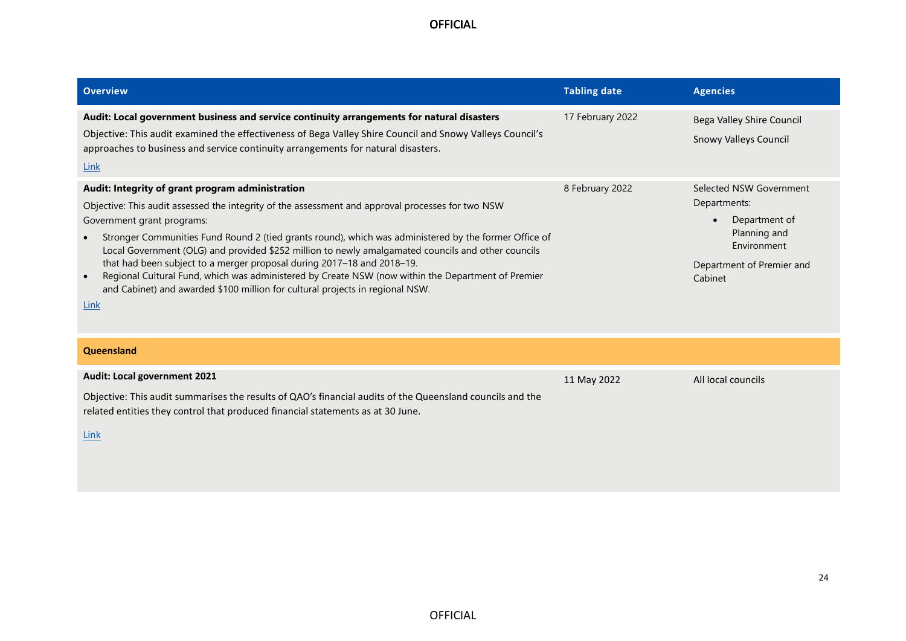| Overview | Tabling date | Agencies |
|---|---|---|
| **Audit: Local government business and service continuity arrangements for natural disasters**<br>Objective: This audit examined the effectiveness of Bega Valley Shire Council and Snowy Valleys Council's approaches to business and service continuity arrangements for natural disasters.<br>[Link] | 17 February 2022 | Bega Valley Shire Council<br>Snowy Valleys Council |
| **Audit: Integrity of grant program administration**<br>Objective: This audit assessed the integrity of the assessment and approval processes for two NSW Government grant programs:<br>• Stronger Communities Fund Round 2 (tied grants round), which was administered by the former Office of Local Government (OLG) and provided $252 million to newly amalgamated councils and other councils that had been subject to a merger proposal during 2017–18 and 2018–19.<br>• Regional Cultural Fund, which was administered by Create NSW (now within the Department of Premier and Cabinet) and awarded $100 million for cultural projects in regional NSW.<br>[Link] | 8 February 2022 | Selected NSW Government Departments:<br>• Department of Planning and Environment<br>Department of Premier and Cabinet |
| **Queensland** | | |
| **Audit: Local government 2021**<br>Objective: This audit summarises the results of QAO's financial audits of the Queensland councils and the related entities they control that produced financial statements as at 30 June.<br>[Link] | 11 May 2022 | All local councils |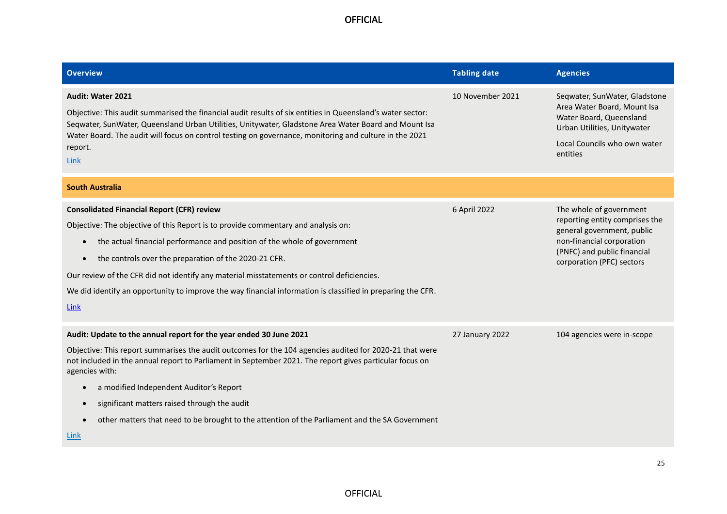| Overview | Tabling date | Agencies |
|---|---|---|
| **Audit: Water 2021**<br><br>Objective: This audit summarised the financial audit results of six entities in Queensland's water sector: Seqwater, SunWater, Queensland Urban Utilities, Unitywater, Gladstone Area Water Board and Mount Isa Water Board. The audit will focus on control testing on governance, monitoring and culture in the 2021 report.<br><br>Link | 10 November 2021 | Seqwater, SunWater, Gladstone Area Water Board, Mount Isa Water Board, Queensland Urban Utilities, Unitywater<br><br>Local Councils who own water entities |
| **South Australia** | | |
| **Consolidated Financial Report (CFR) review**<br><br>Objective: The objective of this Report is to provide commentary and analysis on:<br><br>• the actual financial performance and position of the whole of government<br><br>• the controls over the preparation of the 2020-21 CFR.<br><br>Our review of the CFR did not identify any material misstatements or control deficiencies.<br><br>We did identify an opportunity to improve the way financial information is classified in preparing the CFR.<br><br>Link | 6 April 2022 | The whole of government reporting entity comprises the general government, public non-financial corporation (PNFC) and public financial corporation (PFC) sectors |
| **Audit: Update to the annual report for the year ended 30 June 2021**<br><br>Objective: This report summarises the audit outcomes for the 104 agencies audited for 2020-21 that were not included in the annual report to Parliament in September 2021. The report gives particular focus on agencies with:<br><br>• a modified Independent Auditor's Report<br><br>• significant matters raised through the audit<br><br>• other matters that need to be brought to the attention of the Parliament and the SA Government<br><br>Link | 27 January 2022 | 104 agencies were in-scope |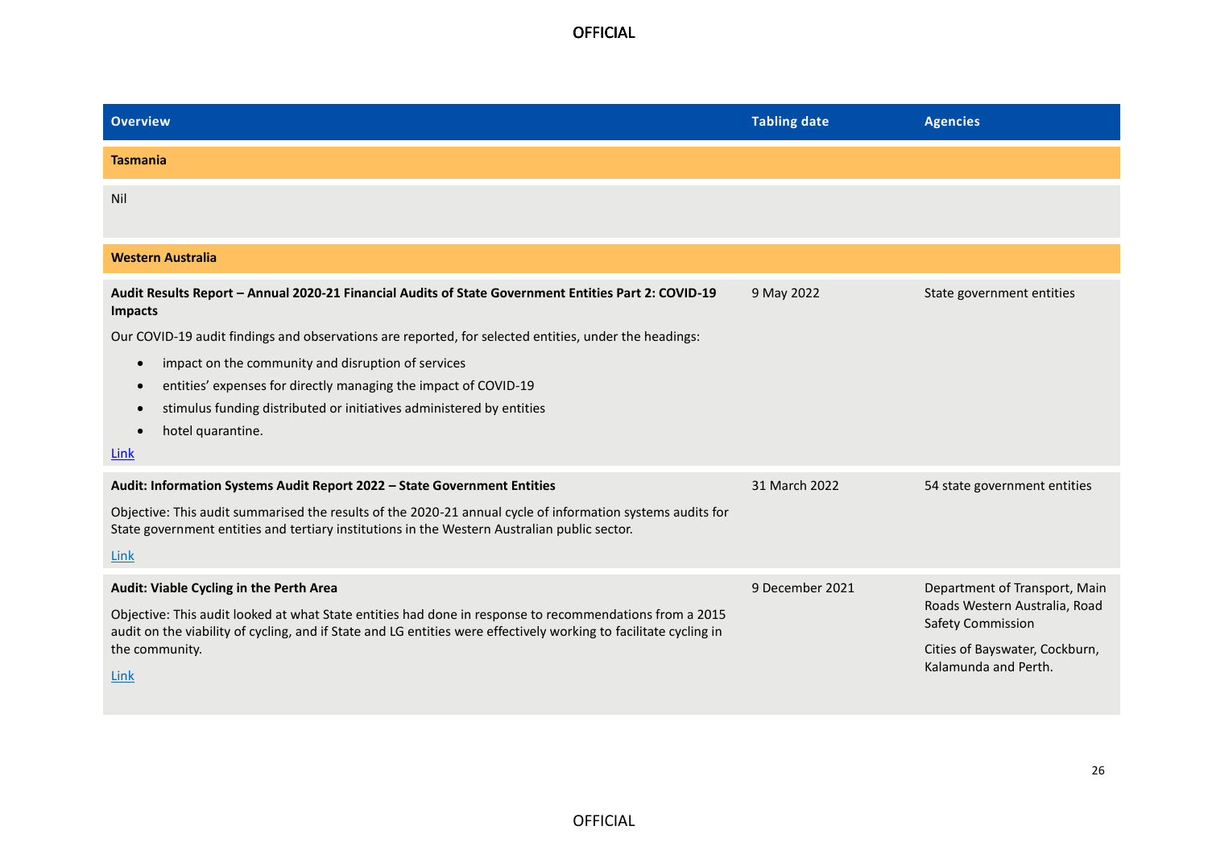| Overview | Tabling date | Agencies |
|---|---|---|
| **Tasmania** | | |
| Nil | | |
| **Western Australia** | | |
| **Audit Results Report – Annual 2020-21 Financial Audits of State Government Entities Part 2: COVID-19 Impacts**<br><br>Our COVID-19 audit findings and observations are reported, for selected entities, under the headings:<br>• impact on the community and disruption of services<br>• entities' expenses for directly managing the impact of COVID-19<br>• stimulus funding distributed or initiatives administered by entities<br>• hotel quarantine.<br><br>Link | 9 May 2022 | State government entities |
| **Audit: Information Systems Audit Report 2022 – State Government Entities**<br><br>Objective: This audit summarised the results of the 2020-21 annual cycle of information systems audits for State government entities and tertiary institutions in the Western Australian public sector.<br><br>Link | 31 March 2022 | 54 state government entities |
| **Audit: Viable Cycling in the Perth Area**<br><br>Objective: This audit looked at what State entities had done in response to recommendations from a 2015 audit on the viability of cycling, and if State and LG entities were effectively working to facilitate cycling in the community.<br><br>Link | 9 December 2021 | Department of Transport, Main Roads Western Australia, Road Safety Commission<br><br>Cities of Bayswater, Cockburn, Kalamunda and Perth. |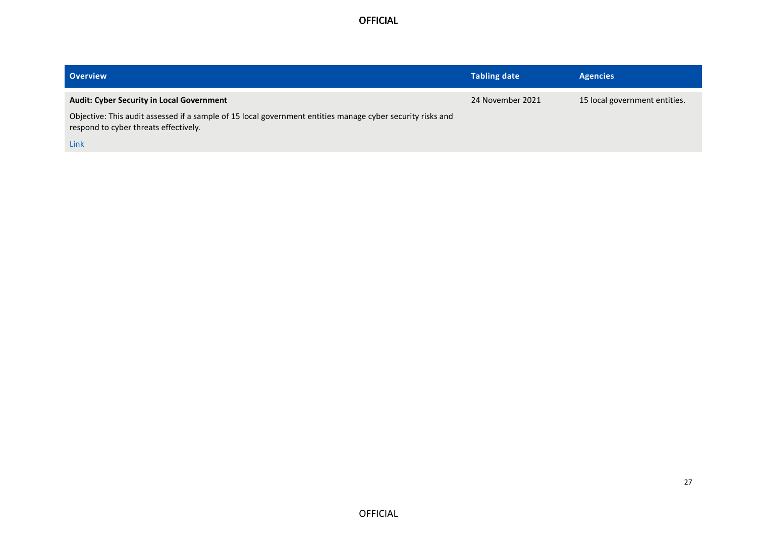| Overview | Tabling date | Agencies |
| --- | --- | --- |
| **Audit: Cyber Security in Local Government**<br><br>Objective: This audit assessed if a sample of 15 local government entities manage cyber security risks and respond to cyber threats effectively.<br><br>Link | 24 November 2021 | 15 local government entities. |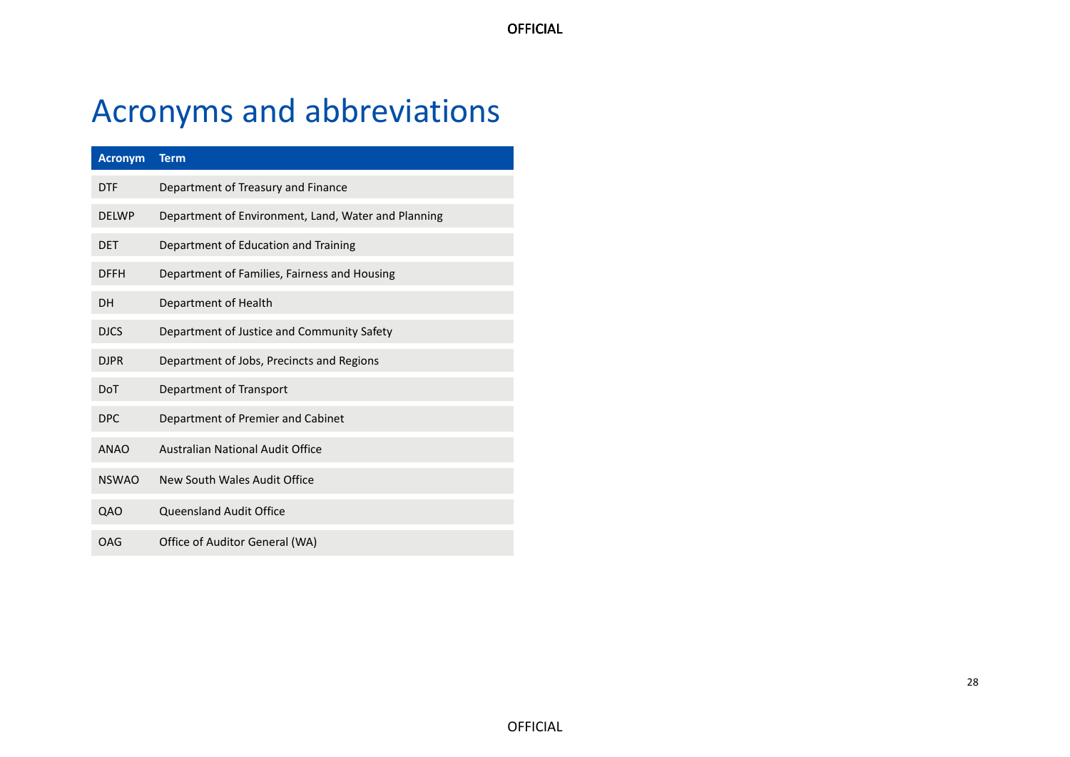# Acronyms and abbreviations

| Acronym | Term |
|---|---|
| DTF | Department of Treasury and Finance |
| DELWP | Department of Environment, Land, Water and Planning |
| DET | Department of Education and Training |
| DFFH | Department of Families, Fairness and Housing |
| DH | Department of Health |
| DJCS | Department of Justice and Community Safety |
| DJPR | Department of Jobs, Precincts and Regions |
| DoT | Department of Transport |
| DPC | Department of Premier and Cabinet |
| ANAO | Australian National Audit Office |
| NSWAO | New South Wales Audit Office |
| QAO | Queensland Audit Office |
| OAG | Office of Auditor General (WA) |